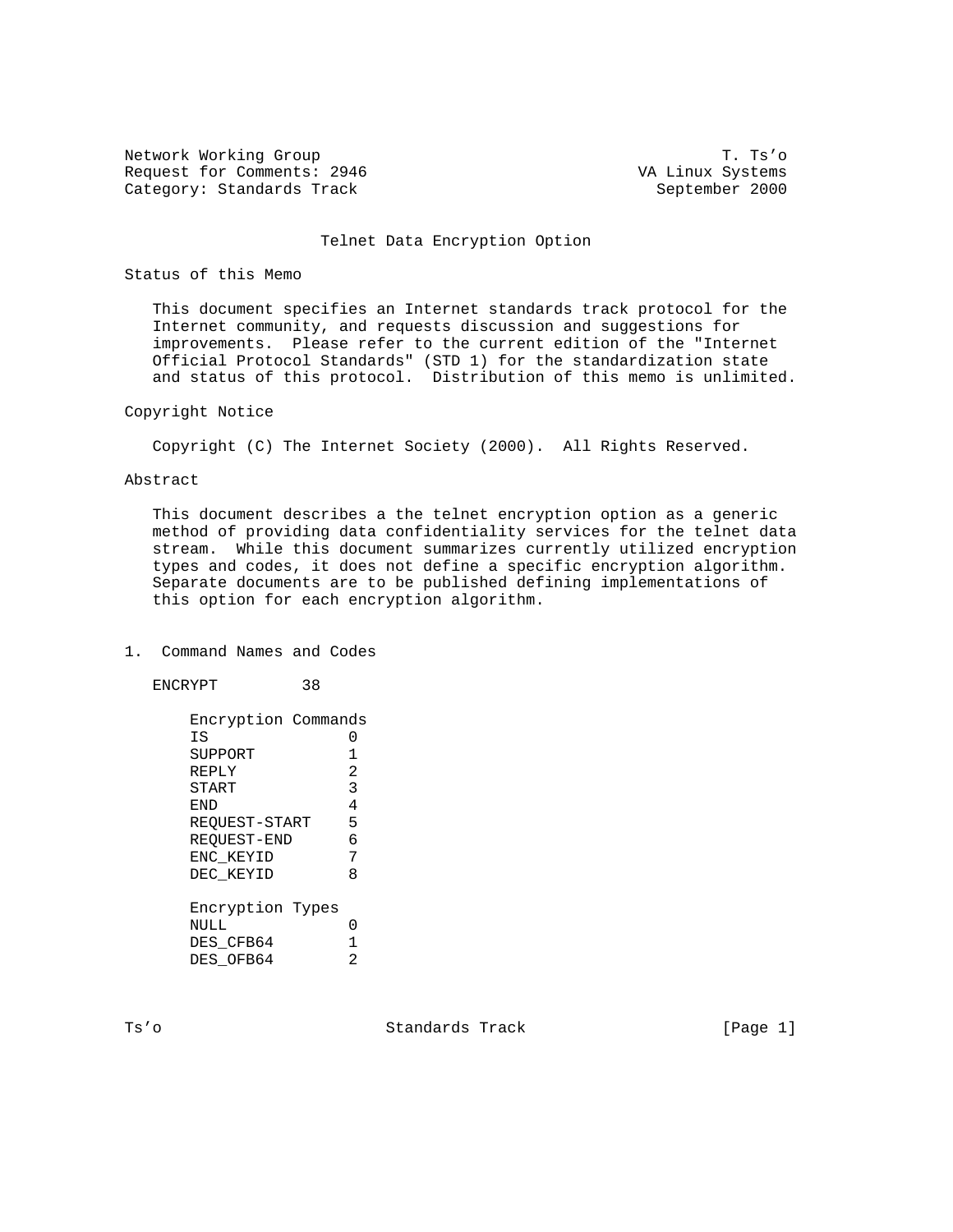Network Working Group T. Ts'o
Request for Comments: 2946 VA Linux Systems
Category: Standards Track September 2000

# Telnet Data Encryption Option

## Status of this Memo

This document specifies an Internet standards track protocol for the Internet community, and requests discussion and suggestions for improvements. Please refer to the current edition of the "Internet Official Protocol Standards" (STD 1) for the standardization state and status of this protocol. Distribution of this memo is unlimited.

## Copyright Notice

Copyright (C) The Internet Society (2000). All Rights Reserved.

## Abstract

This document describes a the telnet encryption option as a generic method of providing data confidentiality services for the telnet data stream. While this document summarizes currently utilized encryption types and codes, it does not define a specific encryption algorithm. Separate documents are to be published defining implementations of this option for each encryption algorithm.

## 1. Command Names and Codes

```
ENCRYPT         38

    Encryption Commands
    IS              0
    SUPPORT         1
    REPLY           2
    START           3
    END             4
    REQUEST-START   5
    REQUEST-END     6
    ENC_KEYID       7
    DEC_KEYID       8

    Encryption Types
    NULL            0
    DES_CFB64       1
    DES_OFB64       2
```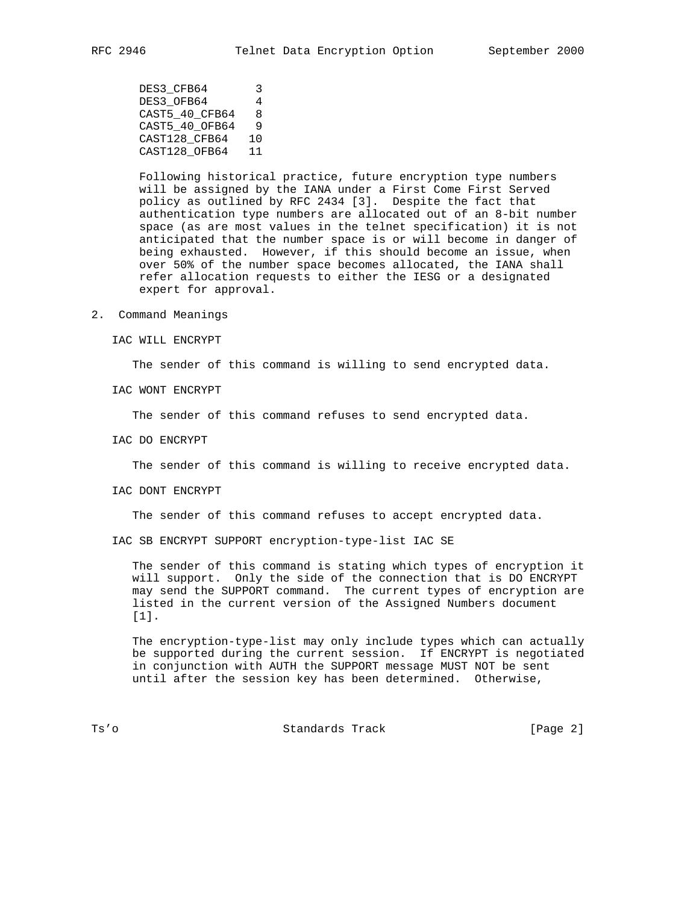| | |
|---|---|
| DES3_CFB64 | 3 |
| DES3_OFB64 | 4 |
| CAST5_40_CFB64 | 8 |
| CAST5_40_OFB64 | 9 |
| CAST128_CFB64 | 10 |
| CAST128_OFB64 | 11 |

Following historical practice, future encryption type numbers will be assigned by the IANA under a First Come First Served policy as outlined by RFC 2434 [3]. Despite the fact that authentication type numbers are allocated out of an 8-bit number space (as are most values in the telnet specification) it is not anticipated that the number space is or will become in danger of being exhausted. However, if this should become an issue, when over 50% of the number space becomes allocated, the IANA shall refer allocation requests to either the IESG or a designated expert for approval.

## 2. Command Meanings

IAC WILL ENCRYPT

The sender of this command is willing to send encrypted data.

IAC WONT ENCRYPT

The sender of this command refuses to send encrypted data.

IAC DO ENCRYPT

The sender of this command is willing to receive encrypted data.

IAC DONT ENCRYPT

The sender of this command refuses to accept encrypted data.

IAC SB ENCRYPT SUPPORT encryption-type-list IAC SE

The sender of this command is stating which types of encryption it will support. Only the side of the connection that is DO ENCRYPT may send the SUPPORT command. The current types of encryption are listed in the current version of the Assigned Numbers document [1].

The encryption-type-list may only include types which can actually be supported during the current session. If ENCRYPT is negotiated in conjunction with AUTH the SUPPORT message MUST NOT be sent until after the session key has been determined. Otherwise,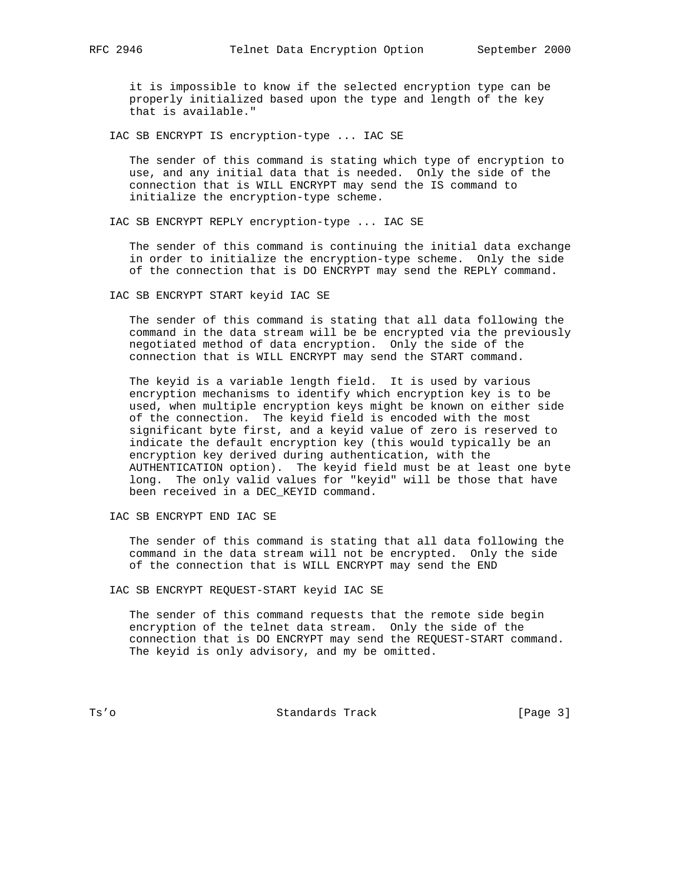it is impossible to know if the selected encryption type can be properly initialized based upon the type and length of the key that is available."

IAC SB ENCRYPT IS encryption-type ... IAC SE

The sender of this command is stating which type of encryption to use, and any initial data that is needed. Only the side of the connection that is WILL ENCRYPT may send the IS command to initialize the encryption-type scheme.

IAC SB ENCRYPT REPLY encryption-type ... IAC SE

The sender of this command is continuing the initial data exchange in order to initialize the encryption-type scheme. Only the side of the connection that is DO ENCRYPT may send the REPLY command.

IAC SB ENCRYPT START keyid IAC SE

The sender of this command is stating that all data following the command in the data stream will be be encrypted via the previously negotiated method of data encryption. Only the side of the connection that is WILL ENCRYPT may send the START command.

The keyid is a variable length field. It is used by various encryption mechanisms to identify which encryption key is to be used, when multiple encryption keys might be known on either side of the connection. The keyid field is encoded with the most significant byte first, and a keyid value of zero is reserved to indicate the default encryption key (this would typically be an encryption key derived during authentication, with the AUTHENTICATION option). The keyid field must be at least one byte long. The only valid values for "keyid" will be those that have been received in a DEC_KEYID command.

IAC SB ENCRYPT END IAC SE

The sender of this command is stating that all data following the command in the data stream will not be encrypted. Only the side of the connection that is WILL ENCRYPT may send the END

IAC SB ENCRYPT REQUEST-START keyid IAC SE

The sender of this command requests that the remote side begin encryption of the telnet data stream. Only the side of the connection that is DO ENCRYPT may send the REQUEST-START command. The keyid is only advisory, and my be omitted.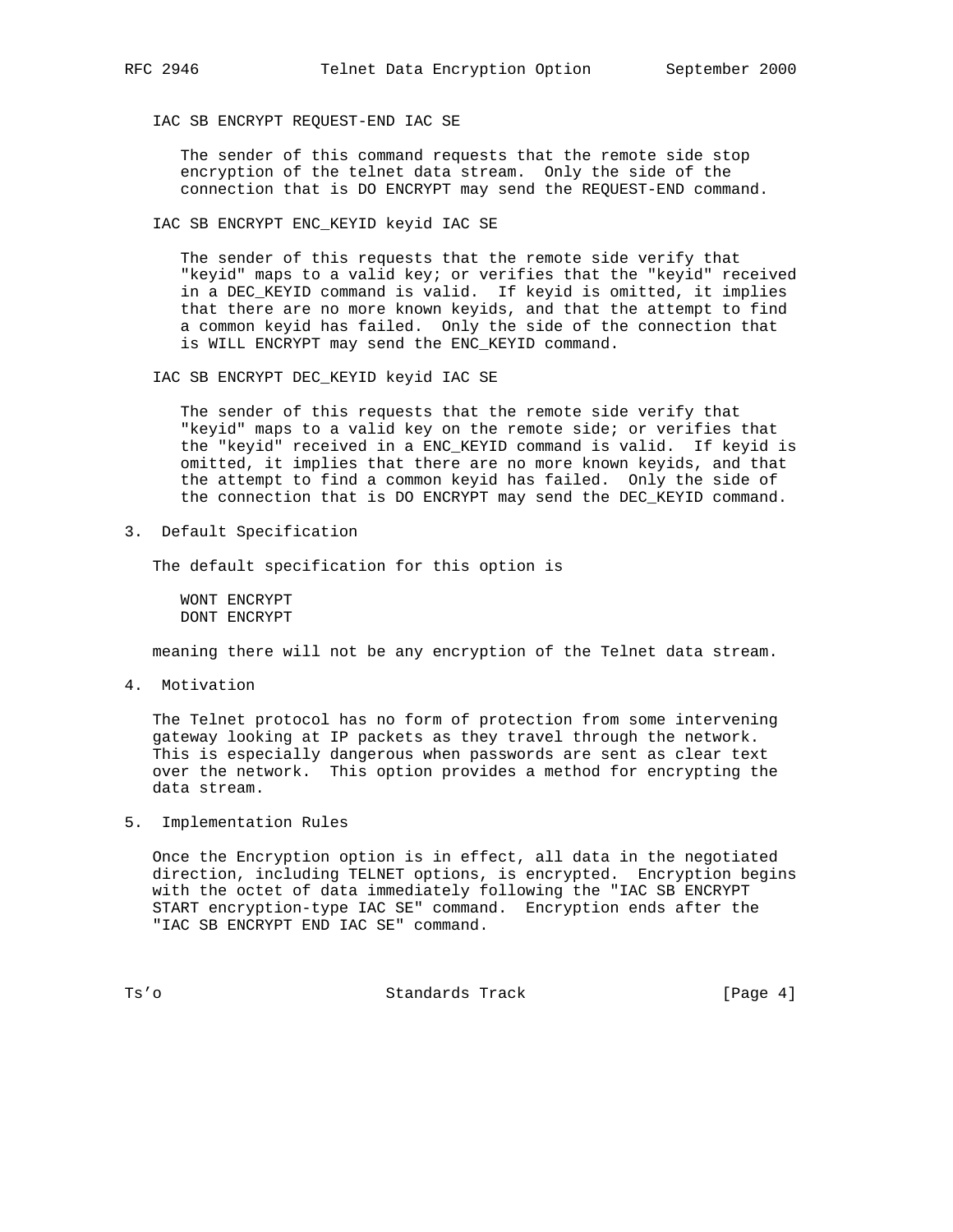IAC SB ENCRYPT REQUEST-END IAC SE

The sender of this command requests that the remote side stop encryption of the telnet data stream. Only the side of the connection that is DO ENCRYPT may send the REQUEST-END command.

IAC SB ENCRYPT ENC_KEYID keyid IAC SE

The sender of this requests that the remote side verify that "keyid" maps to a valid key; or verifies that the "keyid" received in a DEC_KEYID command is valid. If keyid is omitted, it implies that there are no more known keyids, and that the attempt to find a common keyid has failed. Only the side of the connection that is WILL ENCRYPT may send the ENC_KEYID command.

IAC SB ENCRYPT DEC_KEYID keyid IAC SE

The sender of this requests that the remote side verify that "keyid" maps to a valid key on the remote side; or verifies that the "keyid" received in a ENC_KEYID command is valid. If keyid is omitted, it implies that there are no more known keyids, and that the attempt to find a common keyid has failed. Only the side of the connection that is DO ENCRYPT may send the DEC_KEYID command.

## 3. Default Specification

The default specification for this option is

```
WONT ENCRYPT
DONT ENCRYPT
```

meaning there will not be any encryption of the Telnet data stream.

## 4. Motivation

The Telnet protocol has no form of protection from some intervening gateway looking at IP packets as they travel through the network. This is especially dangerous when passwords are sent as clear text over the network. This option provides a method for encrypting the data stream.

## 5. Implementation Rules

Once the Encryption option is in effect, all data in the negotiated direction, including TELNET options, is encrypted. Encryption begins with the octet of data immediately following the "IAC SB ENCRYPT START encryption-type IAC SE" command. Encryption ends after the "IAC SB ENCRYPT END IAC SE" command.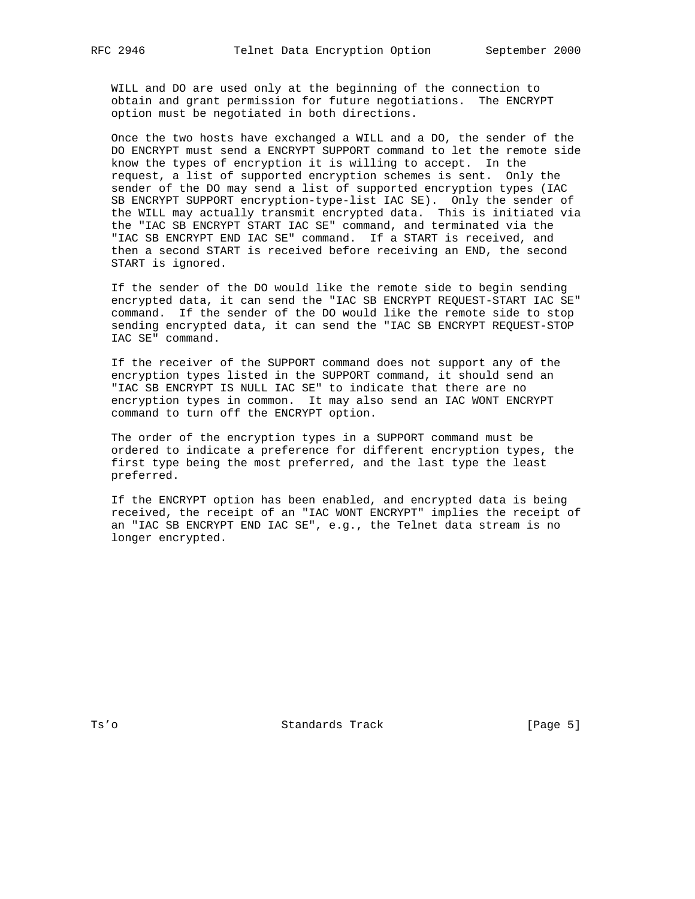WILL and DO are used only at the beginning of the connection to obtain and grant permission for future negotiations. The ENCRYPT option must be negotiated in both directions.

Once the two hosts have exchanged a WILL and a DO, the sender of the DO ENCRYPT must send a ENCRYPT SUPPORT command to let the remote side know the types of encryption it is willing to accept. In the request, a list of supported encryption schemes is sent. Only the sender of the DO may send a list of supported encryption types (IAC SB ENCRYPT SUPPORT encryption-type-list IAC SE). Only the sender of the WILL may actually transmit encrypted data. This is initiated via the "IAC SB ENCRYPT START IAC SE" command, and terminated via the "IAC SB ENCRYPT END IAC SE" command. If a START is received, and then a second START is received before receiving an END, the second START is ignored.

If the sender of the DO would like the remote side to begin sending encrypted data, it can send the "IAC SB ENCRYPT REQUEST-START IAC SE" command. If the sender of the DO would like the remote side to stop sending encrypted data, it can send the "IAC SB ENCRYPT REQUEST-STOP IAC SE" command.

If the receiver of the SUPPORT command does not support any of the encryption types listed in the SUPPORT command, it should send an "IAC SB ENCRYPT IS NULL IAC SE" to indicate that there are no encryption types in common. It may also send an IAC WONT ENCRYPT command to turn off the ENCRYPT option.

The order of the encryption types in a SUPPORT command must be ordered to indicate a preference for different encryption types, the first type being the most preferred, and the last type the least preferred.

If the ENCRYPT option has been enabled, and encrypted data is being received, the receipt of an "IAC WONT ENCRYPT" implies the receipt of an "IAC SB ENCRYPT END IAC SE", e.g., the Telnet data stream is no longer encrypted.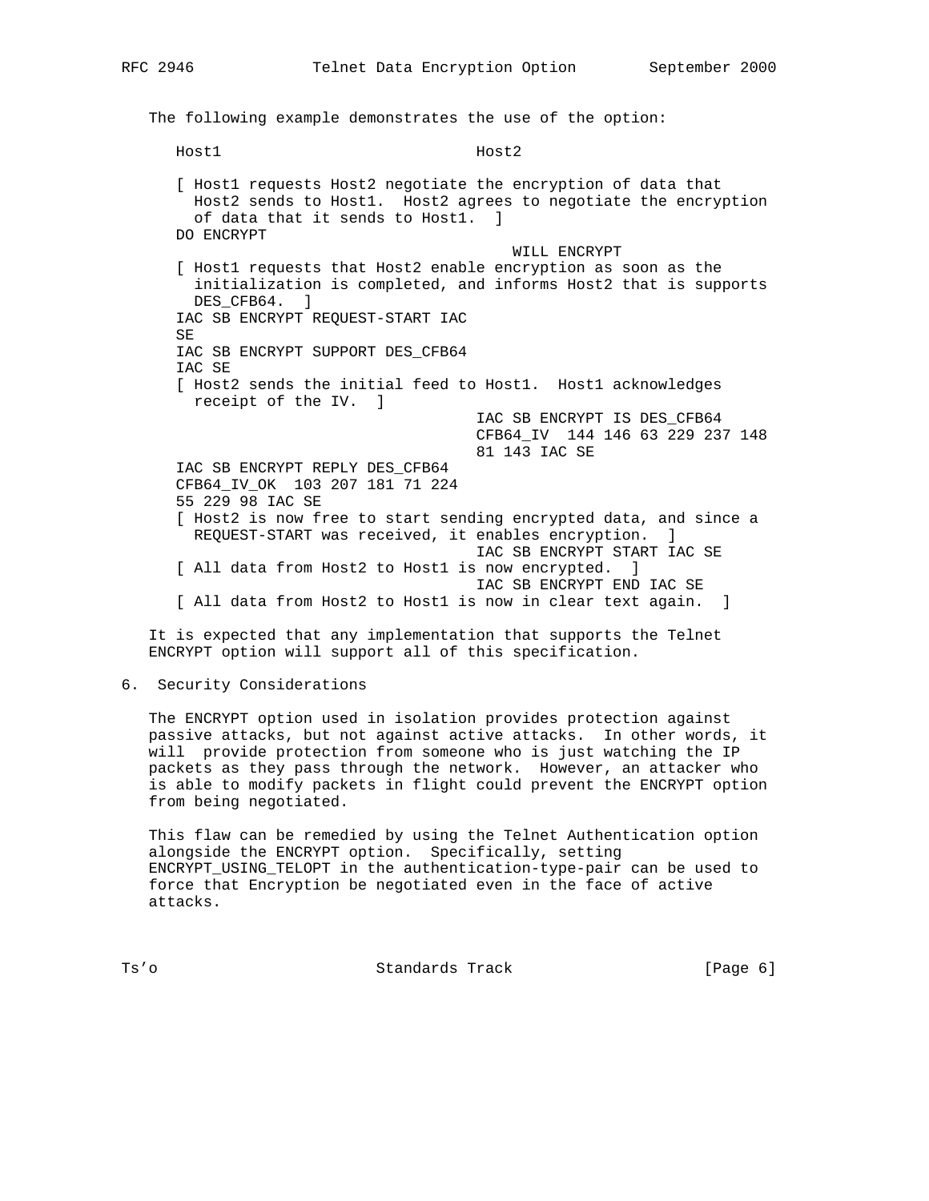The following example demonstrates the use of the option:

```
   Host1                             Host2

   [ Host1 requests Host2 negotiate the encryption of data that
     Host2 sends to Host1.  Host2 agrees to negotiate the encryption
     of data that it sends to Host1.  ]
   DO ENCRYPT
                                         WILL ENCRYPT
   [ Host1 requests that Host2 enable encryption as soon as the
     initialization is completed, and informs Host2 that is supports
     DES_CFB64.  ]
   IAC SB ENCRYPT REQUEST-START IAC
   SE
   IAC SB ENCRYPT SUPPORT DES_CFB64
   IAC SE
   [ Host2 sends the initial feed to Host1.  Host1 acknowledges
     receipt of the IV.  ]
                                     IAC SB ENCRYPT IS DES_CFB64
                                     CFB64_IV  144 146 63 229 237 148
                                     81 143 IAC SE
   IAC SB ENCRYPT REPLY DES_CFB64
   CFB64_IV_OK  103 207 181 71 224
   55 229 98 IAC SE
   [ Host2 is now free to start sending encrypted data, and since a
     REQUEST-START was received, it enables encryption.  ]
                                     IAC SB ENCRYPT START IAC SE
   [ All data from Host2 to Host1 is now encrypted.  ]
                                     IAC SB ENCRYPT END IAC SE
   [ All data from Host2 to Host1 is now in clear text again.  ]
```

It is expected that any implementation that supports the Telnet ENCRYPT option will support all of this specification.

## 6. Security Considerations

The ENCRYPT option used in isolation provides protection against passive attacks, but not against active attacks. In other words, it will provide protection from someone who is just watching the IP packets as they pass through the network. However, an attacker who is able to modify packets in flight could prevent the ENCRYPT option from being negotiated.

This flaw can be remedied by using the Telnet Authentication option alongside the ENCRYPT option. Specifically, setting ENCRYPT_USING_TELOPT in the authentication-type-pair can be used to force that Encryption be negotiated even in the face of active attacks.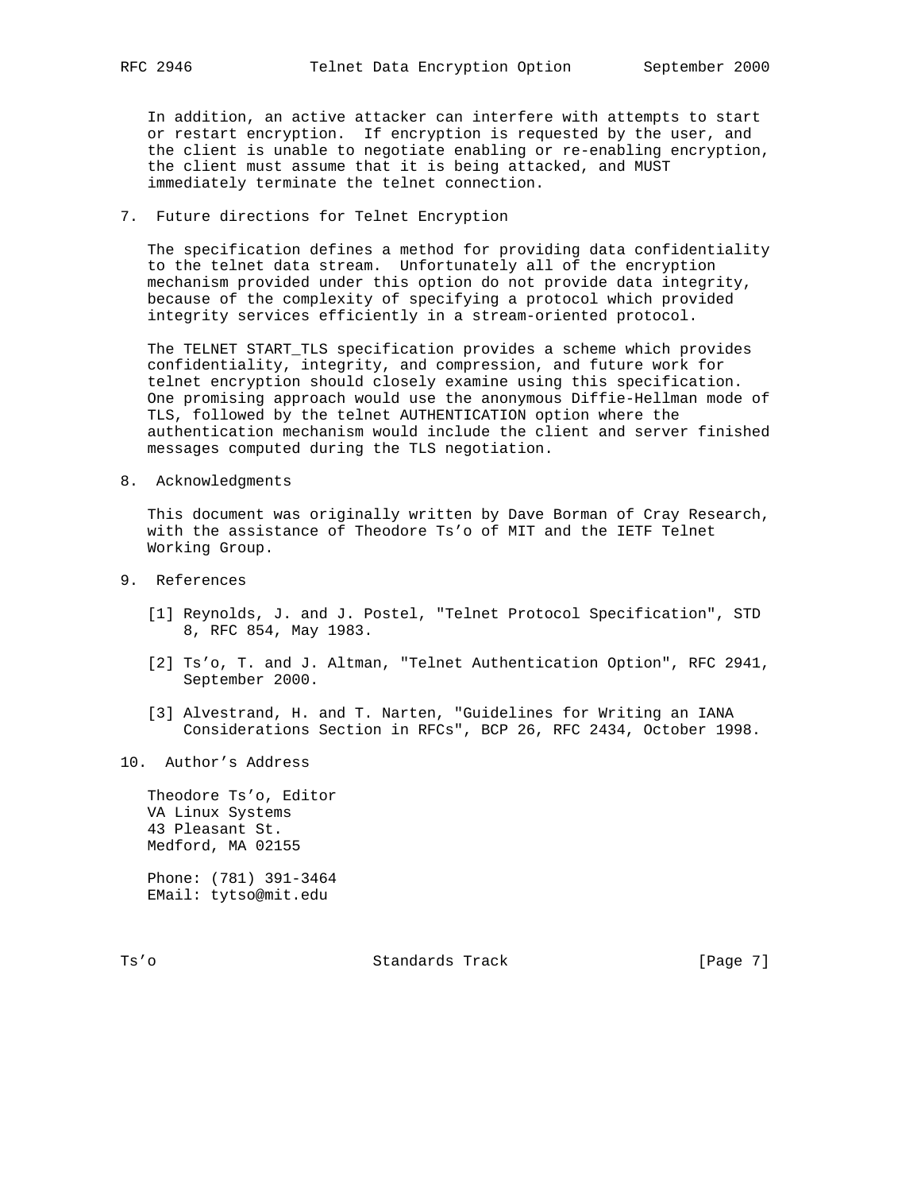In addition, an active attacker can interfere with attempts to start or restart encryption. If encryption is requested by the user, and the client is unable to negotiate enabling or re-enabling encryption, the client must assume that it is being attacked, and MUST immediately terminate the telnet connection.

## 7. Future directions for Telnet Encryption

The specification defines a method for providing data confidentiality to the telnet data stream. Unfortunately all of the encryption mechanism provided under this option do not provide data integrity, because of the complexity of specifying a protocol which provided integrity services efficiently in a stream-oriented protocol.

The TELNET START_TLS specification provides a scheme which provides confidentiality, integrity, and compression, and future work for telnet encryption should closely examine using this specification. One promising approach would use the anonymous Diffie-Hellman mode of TLS, followed by the telnet AUTHENTICATION option where the authentication mechanism would include the client and server finished messages computed during the TLS negotiation.

## 8. Acknowledgments

This document was originally written by Dave Borman of Cray Research, with the assistance of Theodore Ts'o of MIT and the IETF Telnet Working Group.

## 9. References

[1] Reynolds, J. and J. Postel, "Telnet Protocol Specification", STD 8, RFC 854, May 1983.

[2] Ts'o, T. and J. Altman, "Telnet Authentication Option", RFC 2941, September 2000.

[3] Alvestrand, H. and T. Narten, "Guidelines for Writing an IANA Considerations Section in RFCs", BCP 26, RFC 2434, October 1998.

## 10. Author's Address

Theodore Ts'o, Editor
VA Linux Systems
43 Pleasant St.
Medford, MA 02155

Phone: (781) 391-3464
EMail: tytso@mit.edu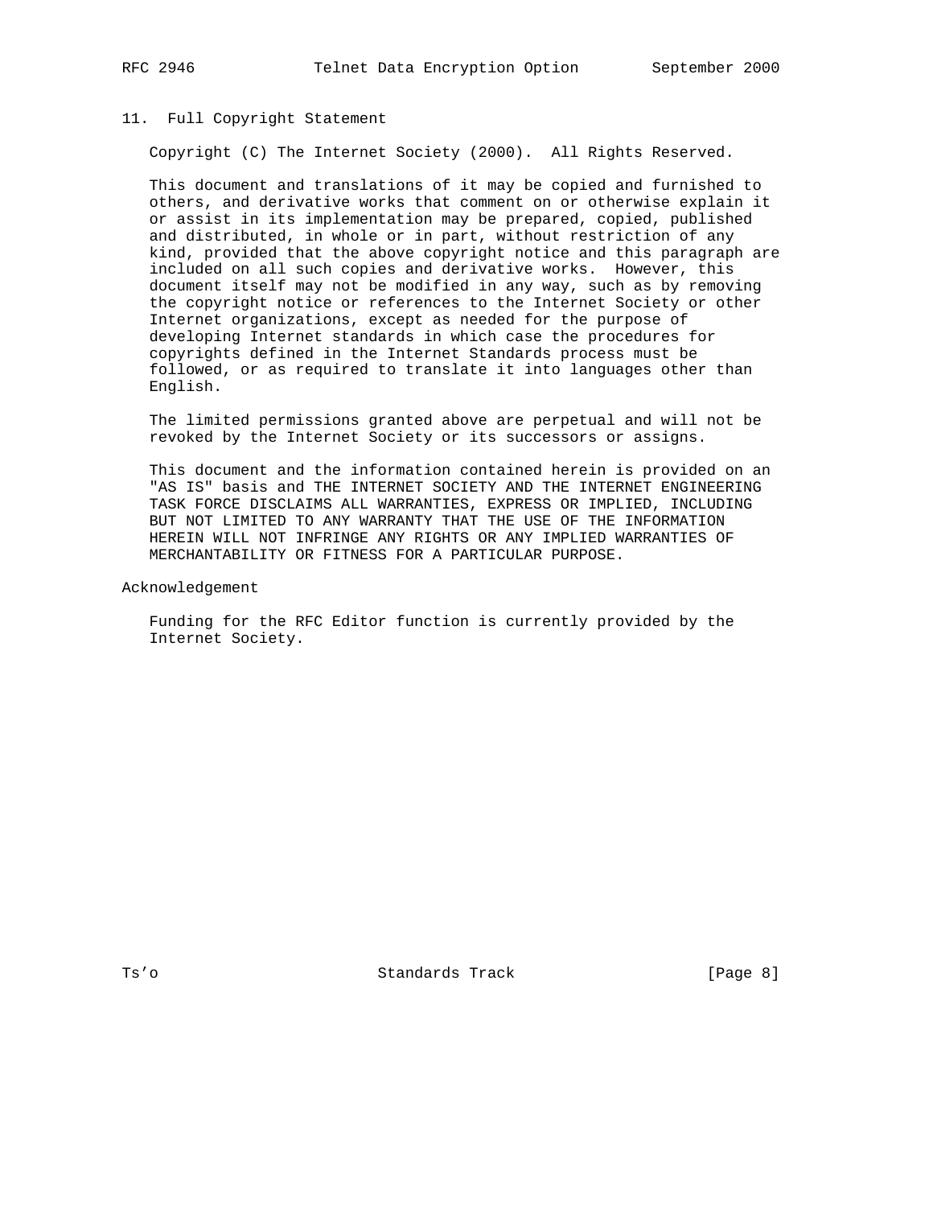## 11. Full Copyright Statement

Copyright (C) The Internet Society (2000). All Rights Reserved.

This document and translations of it may be copied and furnished to others, and derivative works that comment on or otherwise explain it or assist in its implementation may be prepared, copied, published and distributed, in whole or in part, without restriction of any kind, provided that the above copyright notice and this paragraph are included on all such copies and derivative works. However, this document itself may not be modified in any way, such as by removing the copyright notice or references to the Internet Society or other Internet organizations, except as needed for the purpose of developing Internet standards in which case the procedures for copyrights defined in the Internet Standards process must be followed, or as required to translate it into languages other than English.

The limited permissions granted above are perpetual and will not be revoked by the Internet Society or its successors or assigns.

This document and the information contained herein is provided on an "AS IS" basis and THE INTERNET SOCIETY AND THE INTERNET ENGINEERING TASK FORCE DISCLAIMS ALL WARRANTIES, EXPRESS OR IMPLIED, INCLUDING BUT NOT LIMITED TO ANY WARRANTY THAT THE USE OF THE INFORMATION HEREIN WILL NOT INFRINGE ANY RIGHTS OR ANY IMPLIED WARRANTIES OF MERCHANTABILITY OR FITNESS FOR A PARTICULAR PURPOSE.

## Acknowledgement

Funding for the RFC Editor function is currently provided by the Internet Society.